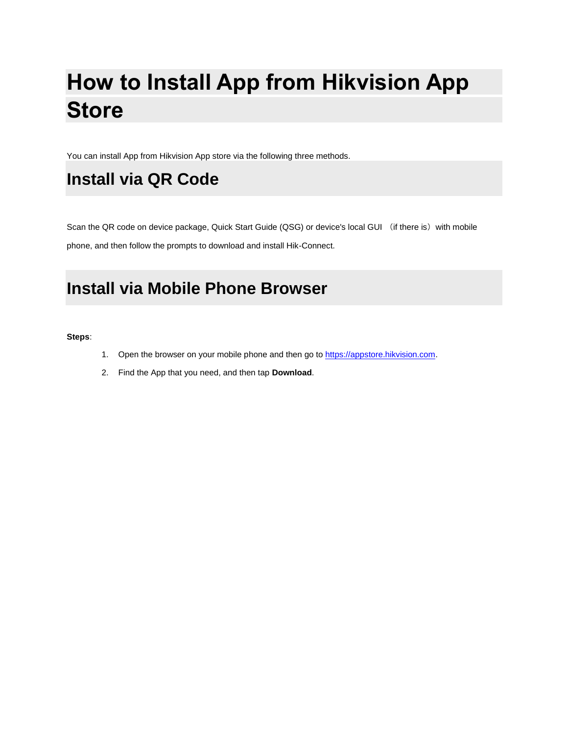# How to Install App from Hikvision App Store

You can install App from Hikvision App store via the following three methods.

## Install via QR Code

Scan the QR code on device package, Quick Start Guide (QSG) or device's local GUI （if there is）with mobile phone, and then follow the prompts to download and install Hik-Connect.

## Install via Mobile Phone Browser

**Steps**:

1. Open the browser on your mobile phone and then go to https://appstore.hikvision.com.
2. Find the App that you need, and then tap **Download**.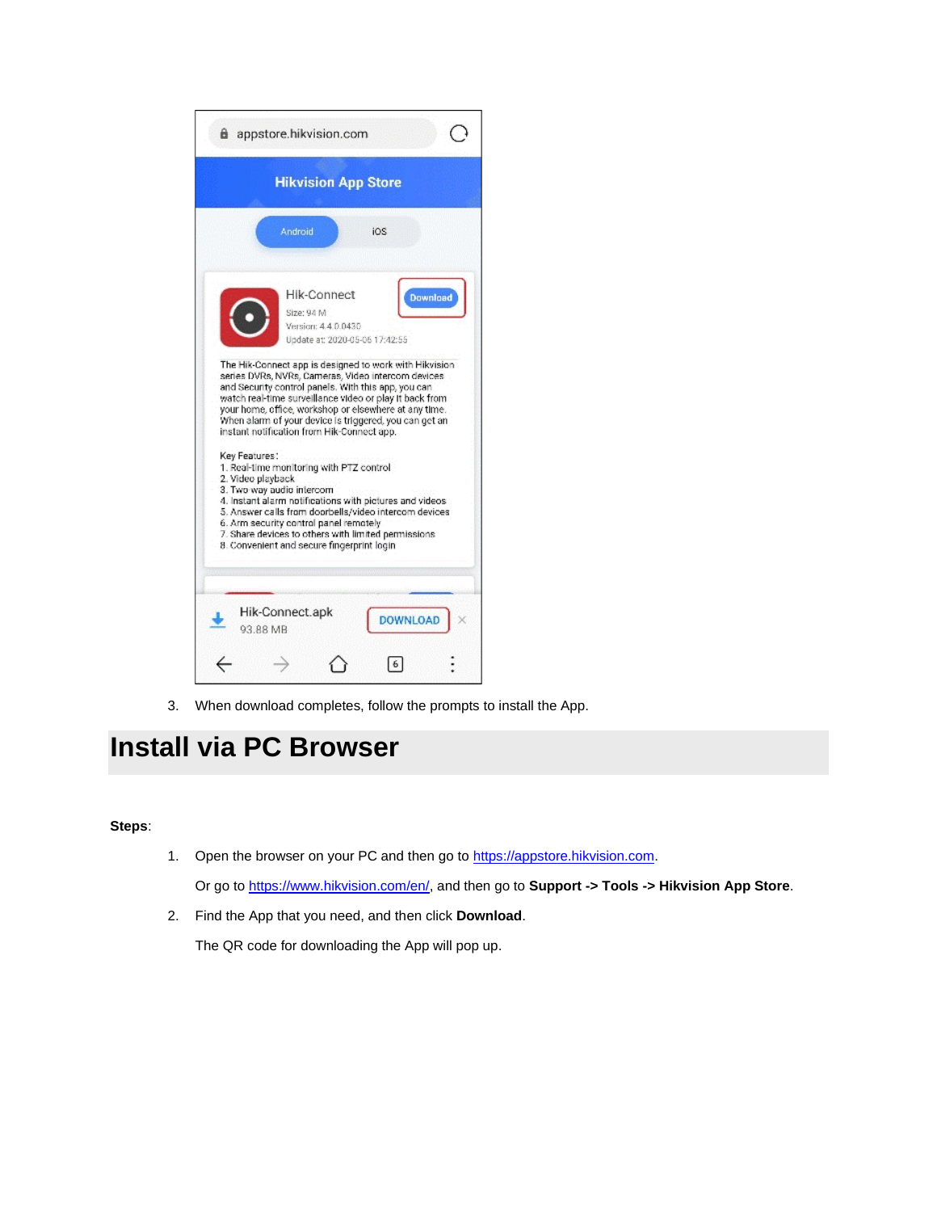3. When download completes, follow the prompts to install the App.

# Install via PC Browser

**Steps**:

1. Open the browser on your PC and then go to https://appstore.hikvision.com.

   Or go to https://www.hikvision.com/en/, and then go to **Support -> Tools -> Hikvision App Store**.

2. Find the App that you need, and then click **Download**.

   The QR code for downloading the App will pop up.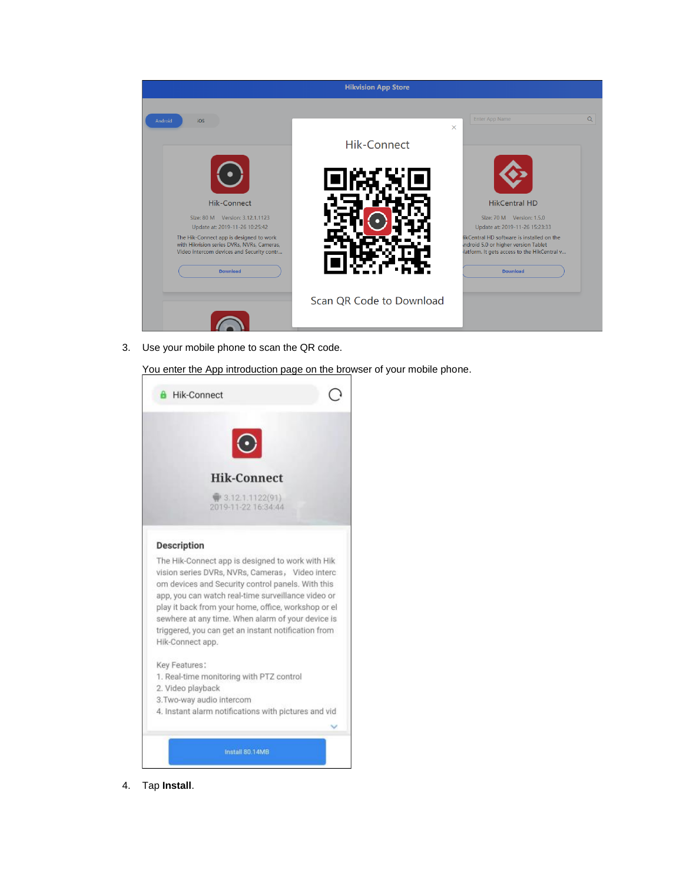3. Use your mobile phone to scan the QR code.

   You enter the App introduction page on the browser of your mobile phone.

4. Tap **Install**.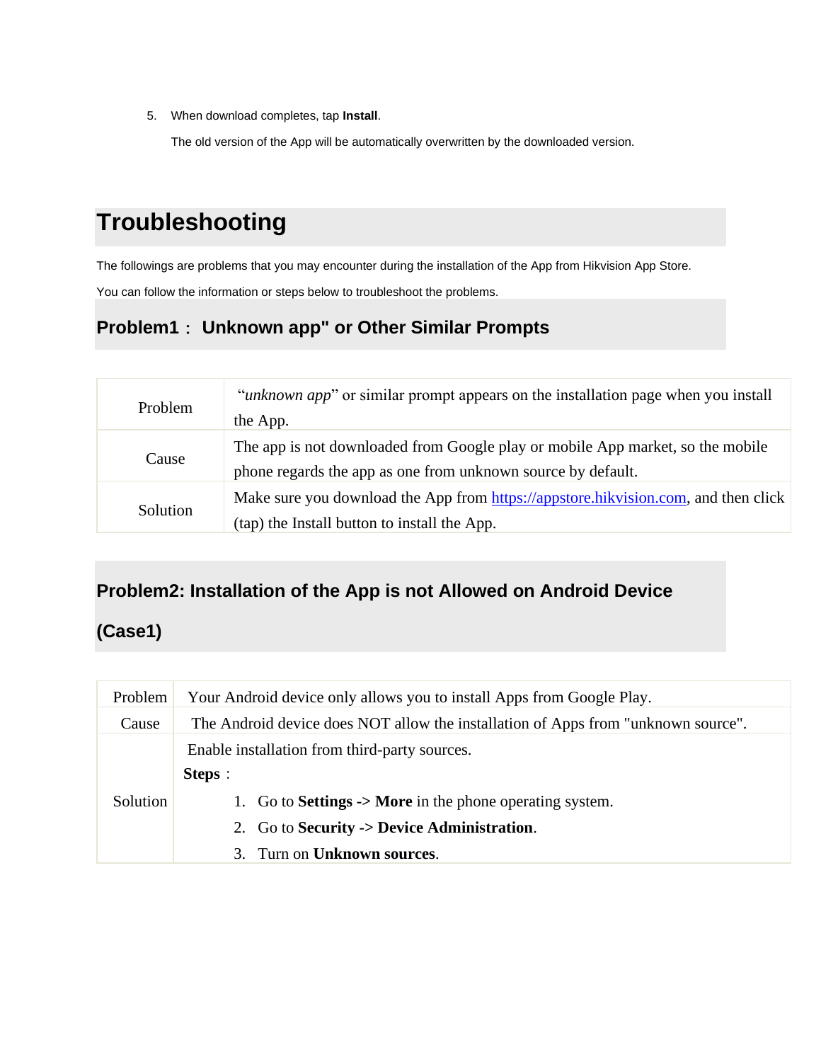5. When download completes, tap **Install**.

   The old version of the App will be automatically overwritten by the downloaded version.

# Troubleshooting

The followings are problems that you may encounter during the installation of the App from Hikvision App Store.

You can follow the information or steps below to troubleshoot the problems.

## Problem1： Unknown app" or Other Similar Prompts

| | |
|---|---|
| Problem | "*unknown app*" or similar prompt appears on the installation page when you install the App. |
| Cause | The app is not downloaded from Google play or mobile App market, so the mobile phone regards the app as one from unknown source by default. |
| Solution | Make sure you download the App from https://appstore.hikvision.com, and then click (tap) the Install button to install the App. |

## Problem2: Installation of the App is not Allowed on Android Device (Case1)

| | |
|---|---|
| Problem | Your Android device only allows you to install Apps from Google Play. |
| Cause | The Android device does NOT allow the installation of Apps from "unknown source". |
| Solution | Enable installation from third-party sources.<br>**Steps**：<br>1. Go to **Settings -> More** in the phone operating system.<br>2. Go to **Security -> Device Administration**.<br>3. Turn on **Unknown sources**. |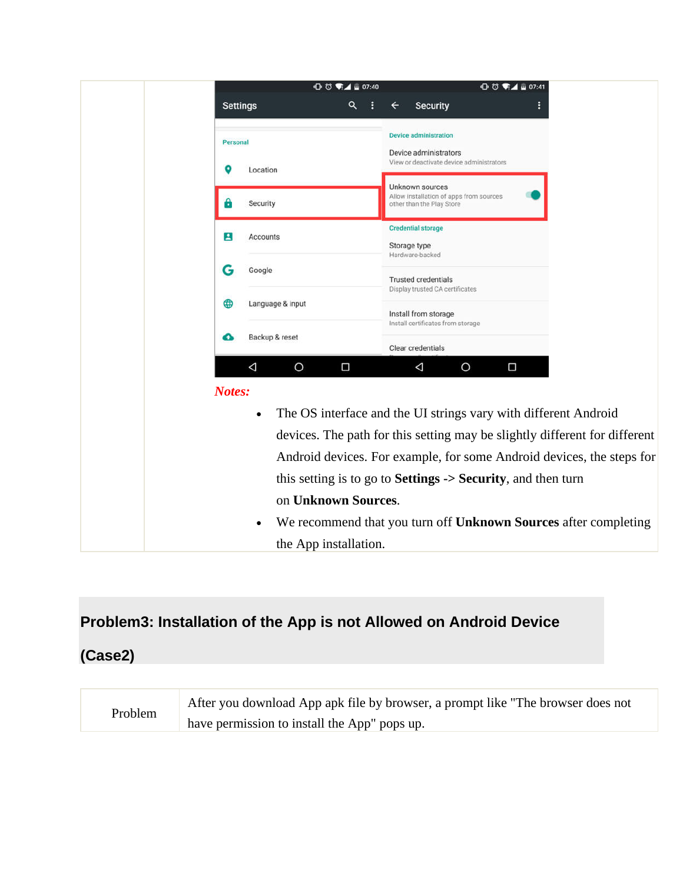| | |
|---|---|
| | ***Notes:*** <br> • The OS interface and the UI strings vary with different Android devices. The path for this setting may be slightly different for different Android devices. For example, for some Android devices, the steps for this setting is to go to **Settings** -> **Security**, and then turn on **Unknown Sources**. <br> • We recommend that you turn off **Unknown Sources** after completing the App installation. |

## Problem3: Installation of the App is not Allowed on Android Device (Case2)

| | |
|---|---|
| Problem | After you download App apk file by browser, a prompt like "The browser does not have permission to install the App" pops up. |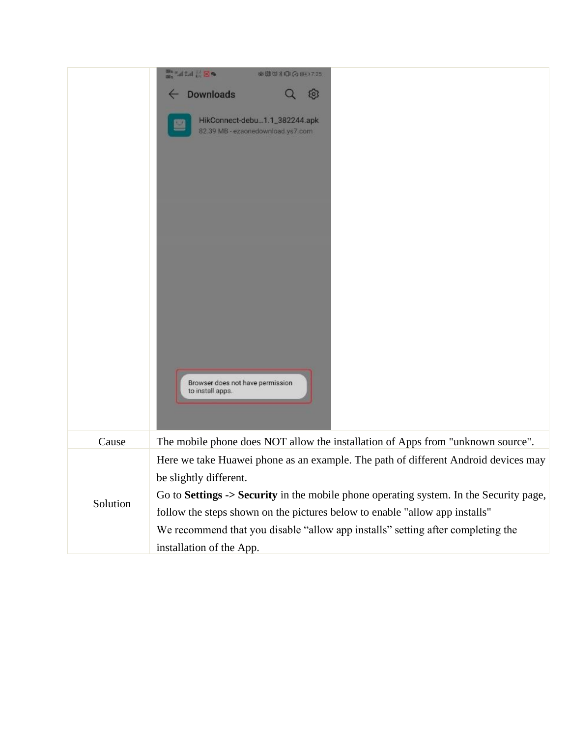| | |
|---|---|
| | |
| Cause | The mobile phone does NOT allow the installation of Apps from "unknown source". |
| Solution | Here we take Huawei phone as an example. The path of different Android devices may be slightly different.<br>Go to **Settings -> Security** in the mobile phone operating system. In the Security page, follow the steps shown on the pictures below to enable "allow app installs"<br>We recommend that you disable "allow app installs" setting after completing the installation of the App. |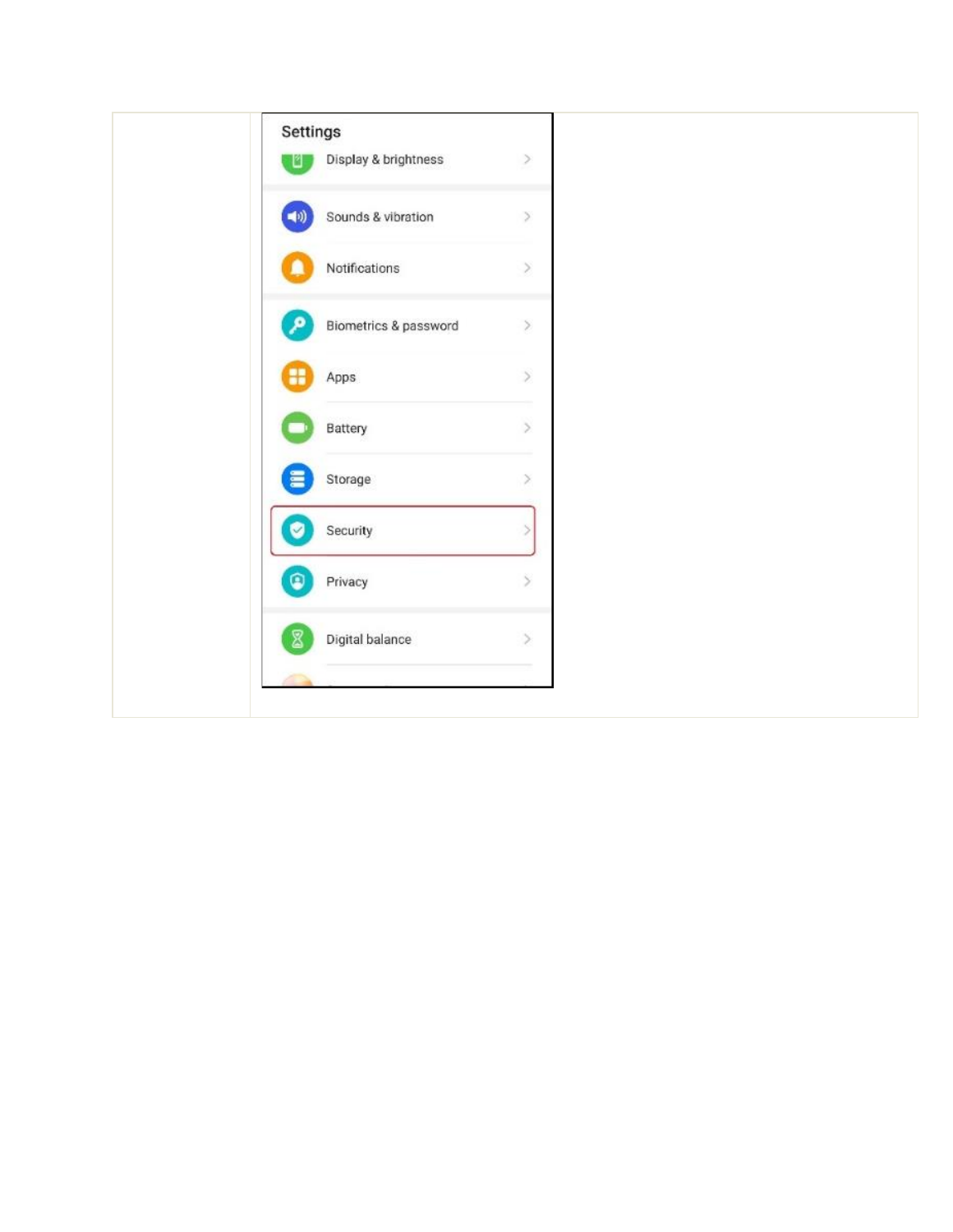| | Settings<br>Display & brightness<br>Sounds & vibration<br>Notifications<br>Biometrics & password<br>Apps<br>Battery<br>Storage<br>Security<br>Privacy<br>Digital balance |
|---|---|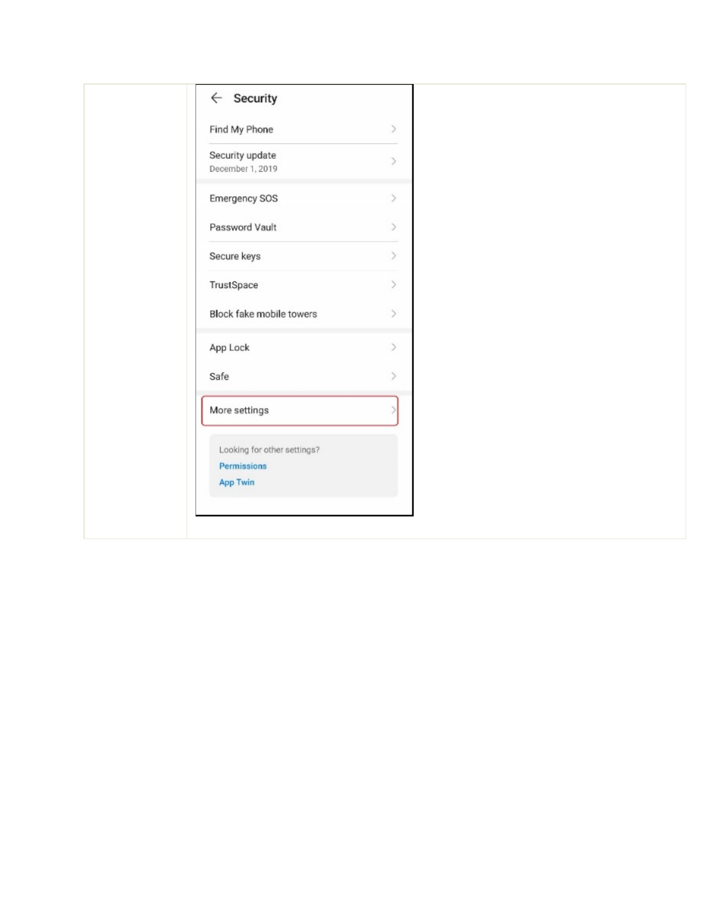| | |
|---|---|
| | ← Security<br>Find My Phone<br>Security update<br>December 1, 2019<br>Emergency SOS<br>Password Vault<br>Secure keys<br>TrustSpace<br>Block fake mobile towers<br>App Lock<br>Safe<br>More settings<br>Looking for other settings?<br>Permissions<br>App Twin |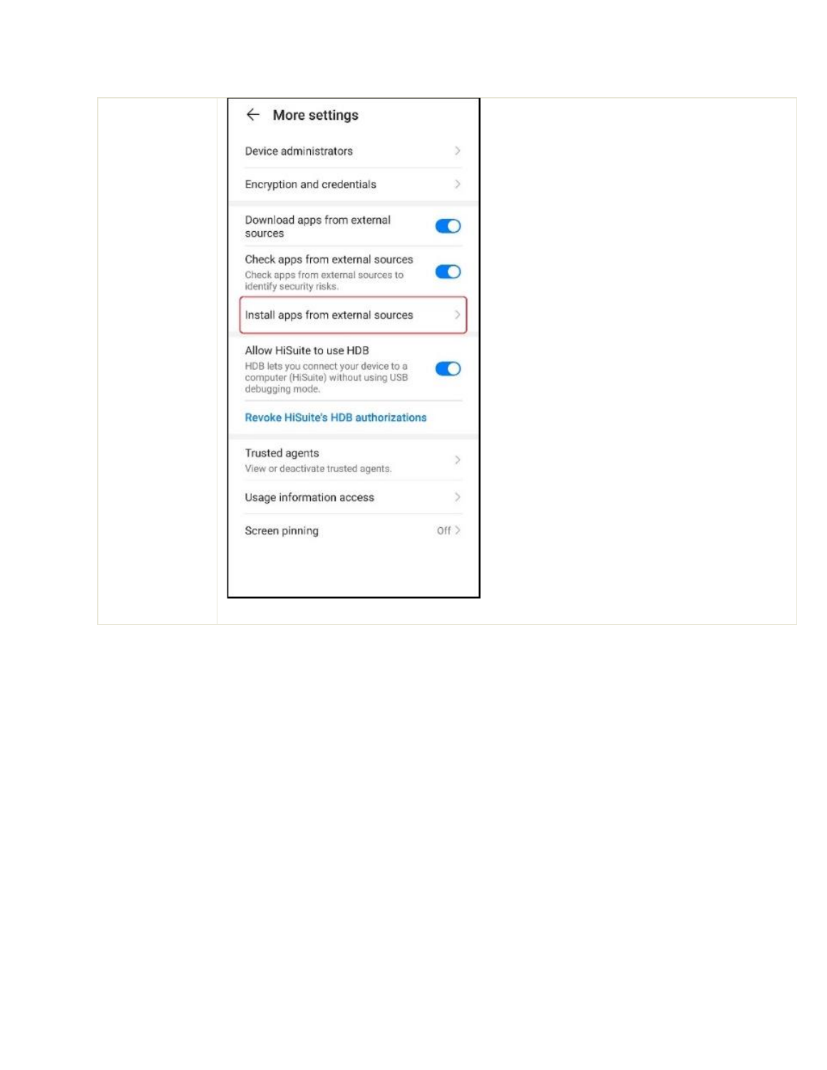| | More settings<br>Device administrators<br>Encryption and credentials<br>Download apps from external sources<br>Check apps from external sources<br>Check apps from external sources to identify security risks.<br>Install apps from external sources<br>Allow HiSuite to use HDB<br>HDB lets you connect your device to a computer (HiSuite) without using USB debugging mode.<br>Revoke HiSuite's HDB authorizations<br>Trusted agents<br>View or deactivate trusted agents.<br>Usage information access<br>Screen pinning Off |
|---|---|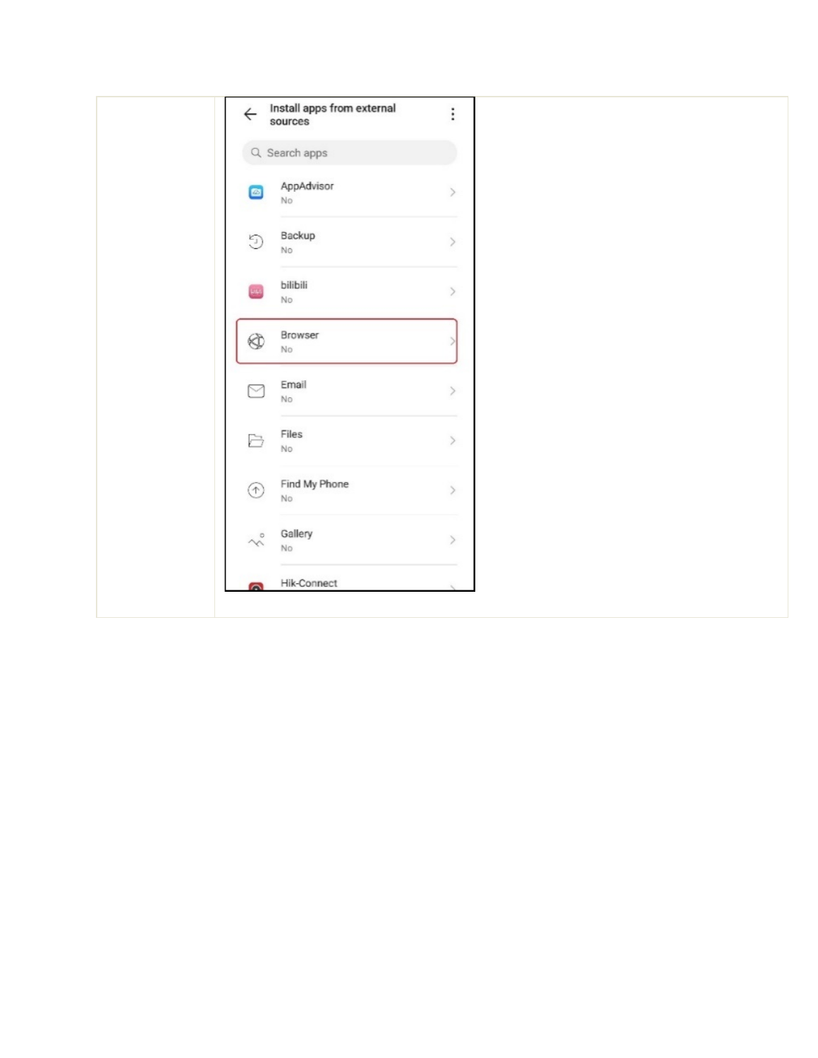| | Install apps from external sources<br><br>Search apps<br><br>AppAdvisor<br>No<br><br>Backup<br>No<br><br>bilibili<br>No<br><br>Browser<br>No<br><br>Email<br>No<br><br>Files<br>No<br><br>Find My Phone<br>No<br><br>Gallery<br>No<br><br>Hik-Connect |
|---|---|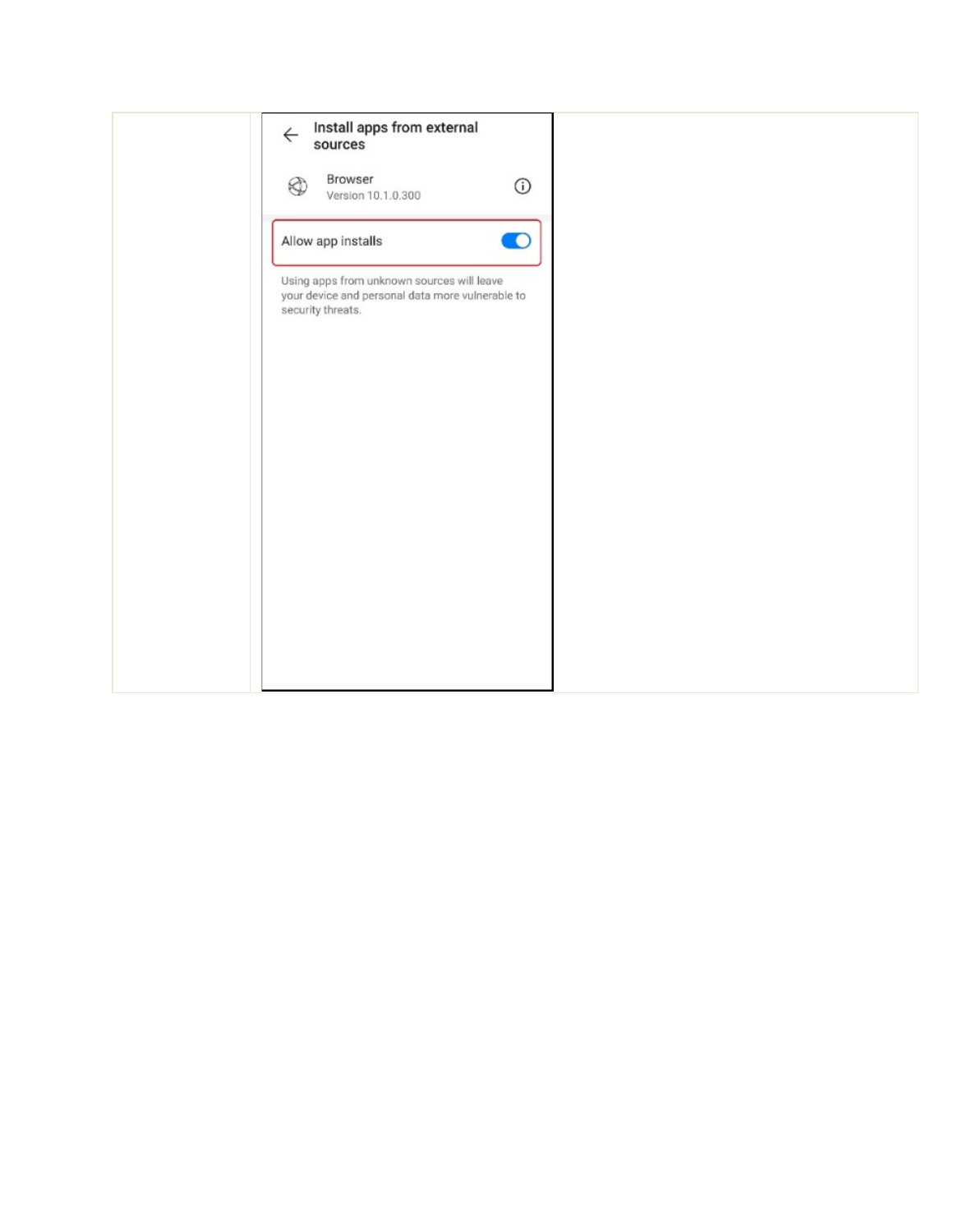Install apps from external sources

Browser

Version 10.1.0.300

Allow app installs

Using apps from unknown sources will leave your device and personal data more vulnerable to security threats.